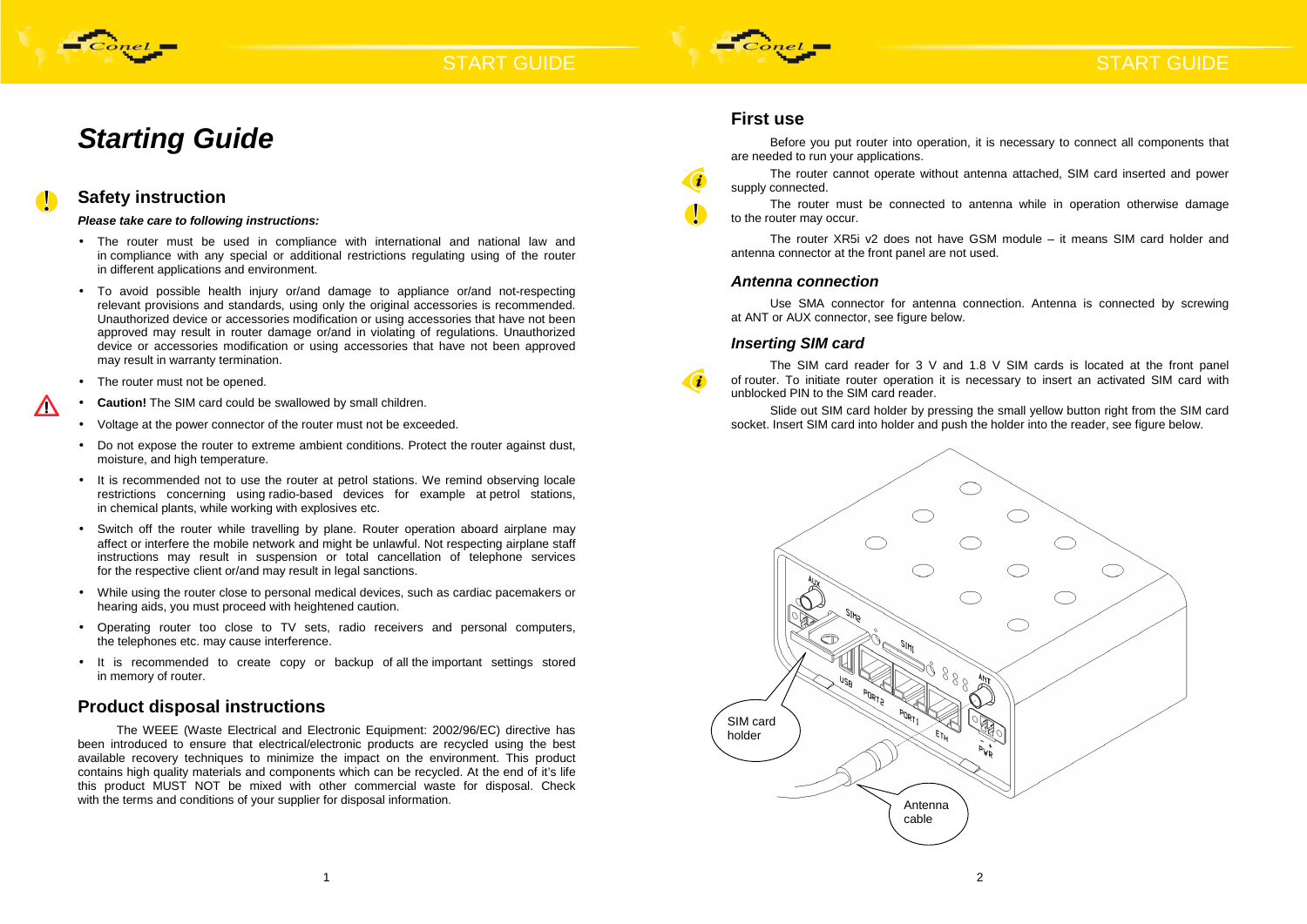# Starting Guide

## Safety instruction

***Please take care to following instructions:***

- The router must be used in compliance with international and national law and in compliance with any special or additional restrictions regulating using of the router in different applications and environment.
- To avoid possible health injury or/and damage to appliance or/and not-respecting relevant provisions and standards, using only the original accessories is recommended. Unauthorized device or accessories modification or using accessories that have not been approved may result in router damage or/and in violating of regulations. Unauthorized device or accessories modification or using accessories that have not been approved may result in warranty termination.
- The router must not be opened.
- **Caution!** The SIM card could be swallowed by small children.
- Voltage at the power connector of the router must not be exceeded.
- Do not expose the router to extreme ambient conditions. Protect the router against dust, moisture, and high temperature.
- It is recommended not to use the router at petrol stations. We remind observing locale restrictions concerning using radio-based devices for example at petrol stations, in chemical plants, while working with explosives etc.
- Switch off the router while travelling by plane. Router operation aboard airplane may affect or interfere the mobile network and might be unlawful. Not respecting airplane staff instructions may result in suspension or total cancellation of telephone services for the respective client or/and may result in legal sanctions.
- While using the router close to personal medical devices, such as cardiac pacemakers or hearing aids, you must proceed with heightened caution.
- Operating router too close to TV sets, radio receivers and personal computers, the telephones etc. may cause interference.
- It is recommended to create copy or backup of all the important settings stored in memory of router.

## Product disposal instructions

The WEEE (Waste Electrical and Electronic Equipment: 2002/96/EC) directive has been introduced to ensure that electrical/electronic products are recycled using the best available recovery techniques to minimize the impact on the environment. This product contains high quality materials and components which can be recycled. At the end of it's life this product MUST NOT be mixed with other commercial waste for disposal. Check with the terms and conditions of your supplier for disposal information.

## First use

Before you put router into operation, it is necessary to connect all components that are needed to run your applications.

The router cannot operate without antenna attached, SIM card inserted and power supply connected.

The router must be connected to antenna while in operation otherwise damage to the router may occur.

The router XR5i v2 does not have GSM module – it means SIM card holder and antenna connector at the front panel are not used.

### *Antenna connection*

Use SMA connector for antenna connection. Antenna is connected by screwing at ANT or AUX connector, see figure below.

### *Inserting SIM card*

The SIM card reader for 3 V and 1.8 V SIM cards is located at the front panel of router. To initiate router operation it is necessary to insert an activated SIM card with unblocked PIN to the SIM card reader.

Slide out SIM card holder by pressing the small yellow button right from the SIM card socket. Insert SIM card into holder and push the holder into the reader, see figure below.

SIM card holder

Antenna cable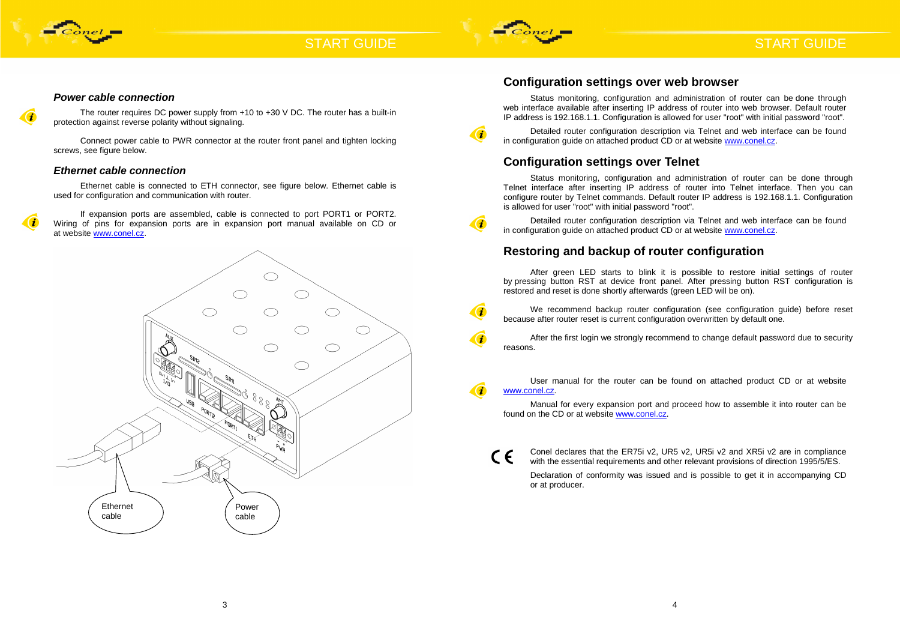### *Power cable connection*

The router requires DC power supply from +10 to +30 V DC. The router has a built-in protection against reverse polarity without signaling.

Connect power cable to PWR connector at the router front panel and tighten locking screws, see figure below.

### *Ethernet cable connection*

Ethernet cable is connected to ETH connector, see figure below. Ethernet cable is used for configuration and communication with router.

If expansion ports are assembled, cable is connected to port PORT1 or PORT2. Wiring of pins for expansion ports are in expansion port manual available on CD or at website www.conel.cz.

Ethernet cable

Power cable

## Configuration settings over web browser

Status monitoring, configuration and administration of router can be done through web interface available after inserting IP address of router into web browser. Default router IP address is 192.168.1.1. Configuration is allowed for user "root" with initial password "root".

Detailed router configuration description via Telnet and web interface can be found in configuration guide on attached product CD or at website www.conel.cz.

## Configuration settings over Telnet

Status monitoring, configuration and administration of router can be done through Telnet interface after inserting IP address of router into Telnet interface. Then you can configure router by Telnet commands. Default router IP address is 192.168.1.1. Configuration is allowed for user "root" with initial password "root".

Detailed router configuration description via Telnet and web interface can be found in configuration guide on attached product CD or at website www.conel.cz.

## Restoring and backup of router configuration

After green LED starts to blink it is possible to restore initial settings of router by pressing button RST at device front panel. After pressing button RST configuration is restored and reset is done shortly afterwards (green LED will be on).

We recommend backup router configuration (see configuration guide) before reset because after router reset is current configuration overwritten by default one.

After the first login we strongly recommend to change default password due to security reasons.

User manual for the router can be found on attached product CD or at website www.conel.cz.

Manual for every expansion port and proceed how to assemble it into router can be found on the CD or at website www.conel.cz.

Conel declares that the ER75i v2, UR5 v2, UR5i v2 and XR5i v2 are in compliance with the essential requirements and other relevant provisions of direction 1995/5/ES.

Declaration of conformity was issued and is possible to get it in accompanying CD or at producer.